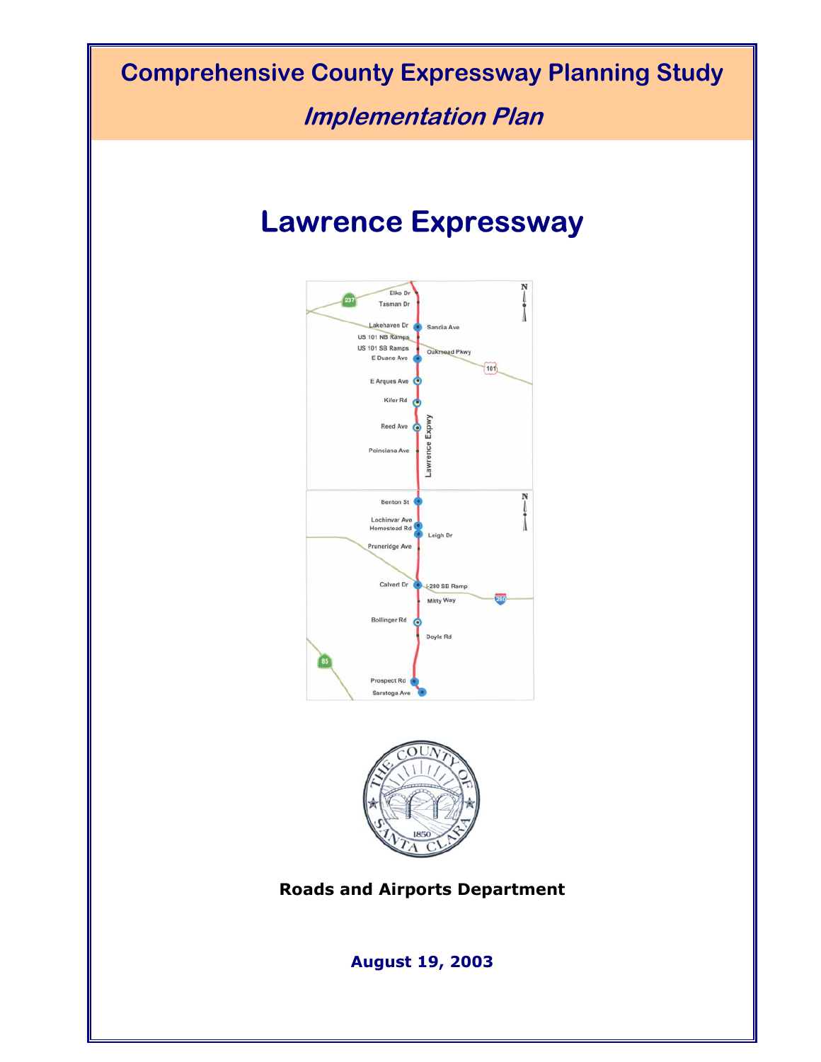# Comprehensive County Expressway Planning Study

## *Implementation Plan*

# Lawrence Expressway

Elko Dr
Tasman Dr
Lakehaven Dr
Sandia Ave
US 101 NB Ramps
US 101 SB Ramps
Oakmead Pkwy
E Duane Ave
E Arques Ave
Kifer Rd
Reed Ave
Poinciana Ave
Lawrence Expwy
237
101
N

Benton St
Lochinvar Ave
Homestead Rd
Leigh Dr
Pruneridge Ave
Calvert Dr
I-280 SB Ramp
Mitty Way
Bollinger Rd
Doyle Rd
Prospect Rd
Saratoga Ave
280
85
N

THE COUNTY OF SANTA CLARA
1850

**Roads and Airports Department**

**August 19, 2003**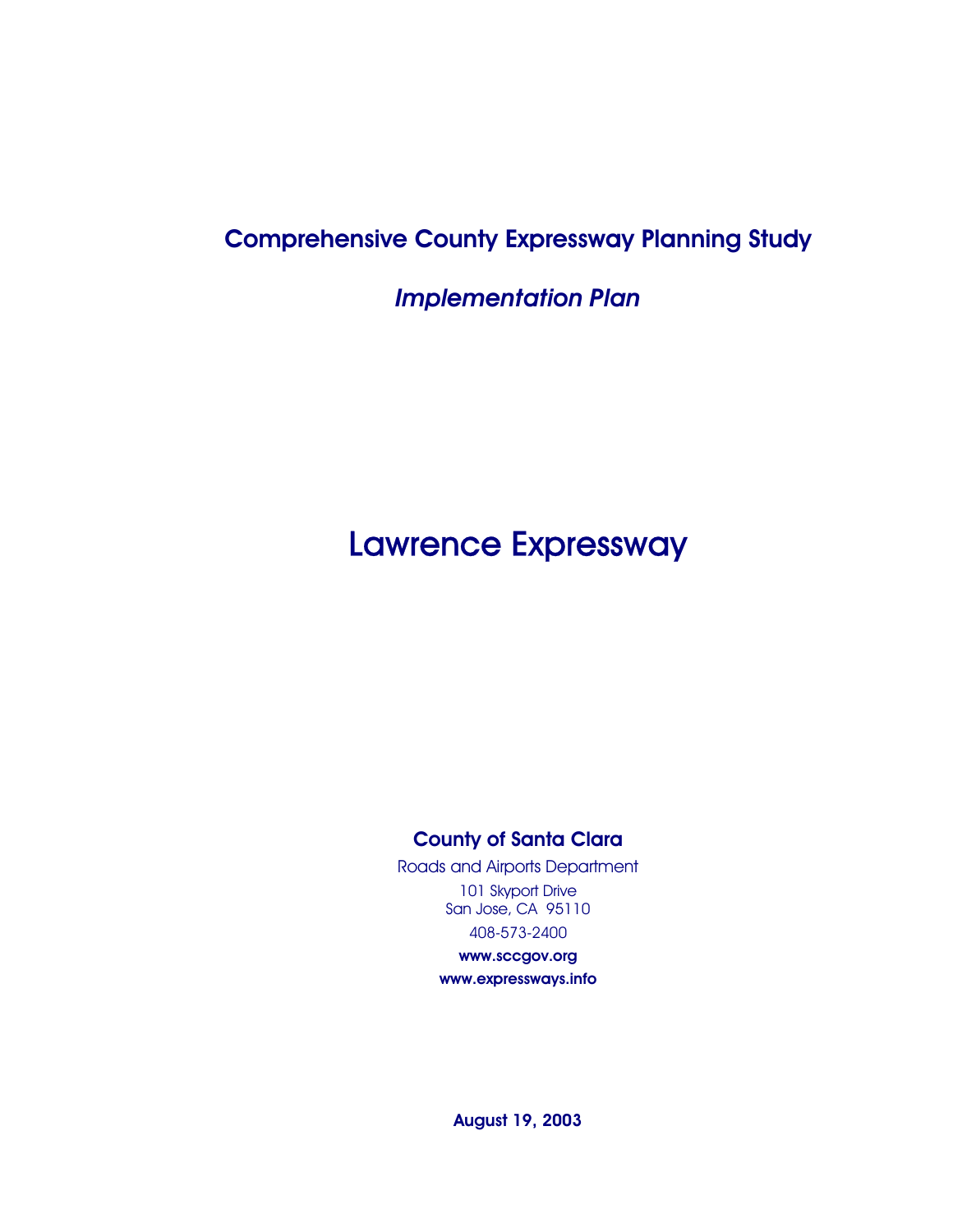# Comprehensive County Expressway Planning Study

## *Implementation Plan*

# Lawrence Expressway

**County of Santa Clara**

Roads and Airports Department

101 Skyport Drive
San Jose, CA 95110

408-573-2400

**www.sccgov.org**

**www.expressways.info**

**August 19, 2003**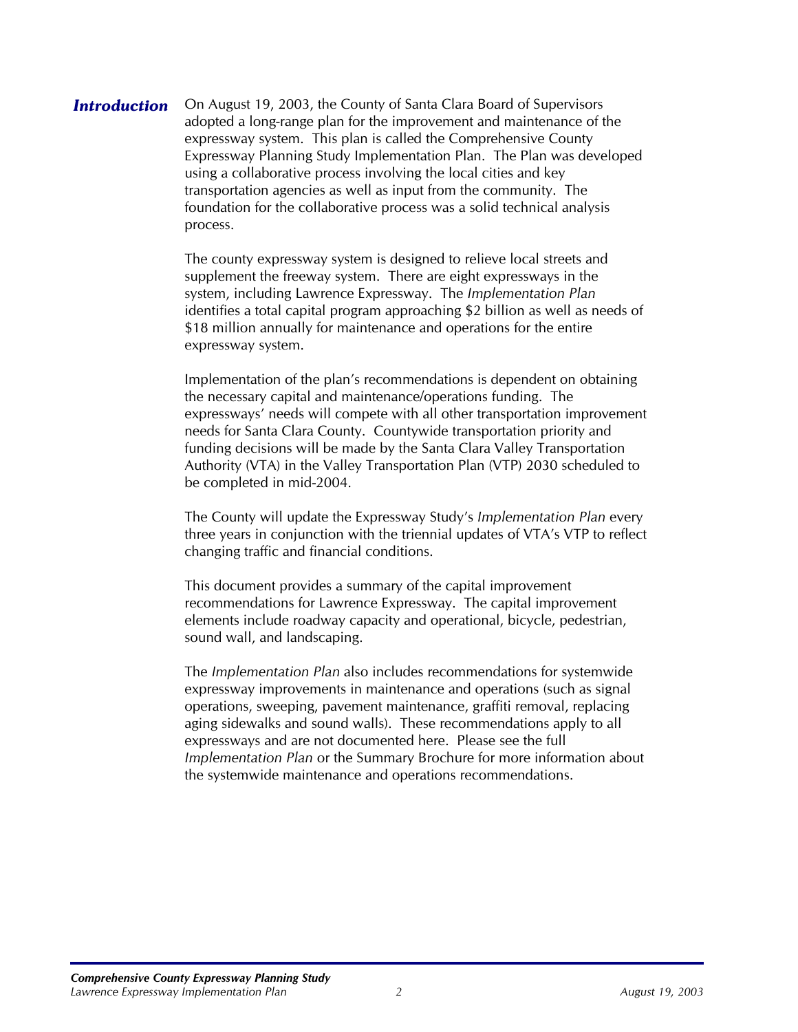## *Introduction*

On August 19, 2003, the County of Santa Clara Board of Supervisors adopted a long-range plan for the improvement and maintenance of the expressway system. This plan is called the Comprehensive County Expressway Planning Study Implementation Plan. The Plan was developed using a collaborative process involving the local cities and key transportation agencies as well as input from the community. The foundation for the collaborative process was a solid technical analysis process.

The county expressway system is designed to relieve local streets and supplement the freeway system. There are eight expressways in the system, including Lawrence Expressway. The *Implementation Plan* identifies a total capital program approaching $2 billion as well as needs of $18 million annually for maintenance and operations for the entire expressway system.

Implementation of the plan's recommendations is dependent on obtaining the necessary capital and maintenance/operations funding. The expressways' needs will compete with all other transportation improvement needs for Santa Clara County. Countywide transportation priority and funding decisions will be made by the Santa Clara Valley Transportation Authority (VTA) in the Valley Transportation Plan (VTP) 2030 scheduled to be completed in mid-2004.

The County will update the Expressway Study's *Implementation Plan* every three years in conjunction with the triennial updates of VTA's VTP to reflect changing traffic and financial conditions.

This document provides a summary of the capital improvement recommendations for Lawrence Expressway. The capital improvement elements include roadway capacity and operational, bicycle, pedestrian, sound wall, and landscaping.

The *Implementation Plan* also includes recommendations for systemwide expressway improvements in maintenance and operations (such as signal operations, sweeping, pavement maintenance, graffiti removal, replacing aging sidewalks and sound walls). These recommendations apply to all expressways and are not documented here. Please see the full *Implementation Plan* or the Summary Brochure for more information about the systemwide maintenance and operations recommendations.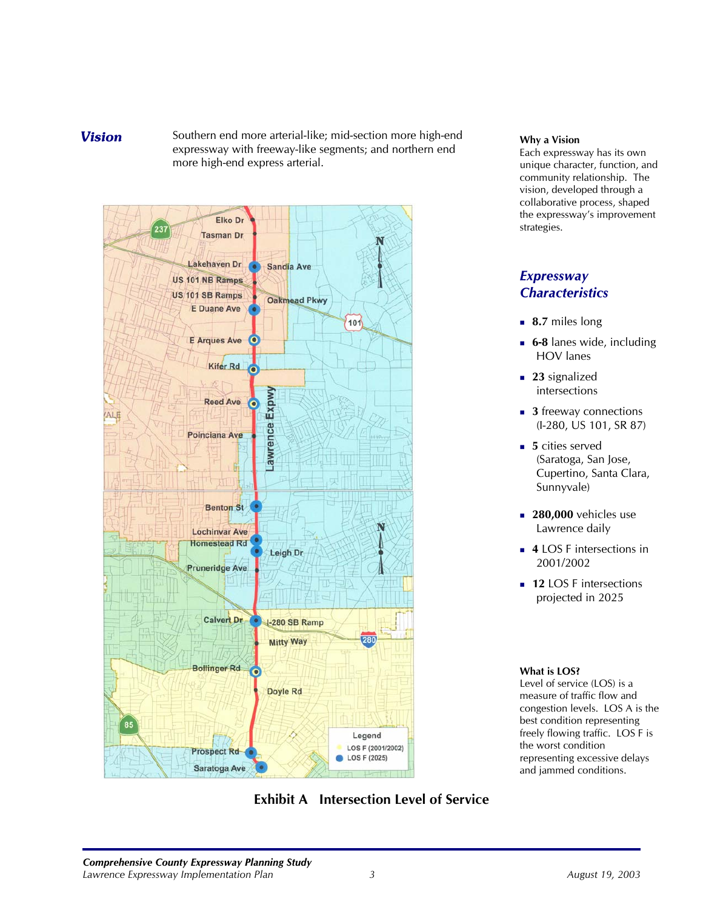## *Vision*

Southern end more arterial-like; mid-section more high-end expressway with freeway-like segments; and northern end more high-end express arterial.

Elko Dr
Tasman Dr
237
Lakehaven Dr
Sandia Ave
US 101 NB Ramps
US 101 SB Ramps
Oakmead Pkwy
E Duane Ave
101
E Arques Ave
Kifer Rd
Reed Ave
Poinciana Ave
Lawrence Expwy
N
Benton St
Lochinvar Ave
Homestead Rd
Leigh Dr
Pruneridge Ave
Calvert Dr
I-280 SB Ramp
Mitty Way
280
Bollinger Rd
Doyle Rd
85
Prospect Rd
Saratoga Ave
N

Legend
LOS F (2001/2002)
LOS F (2025)

**Exhibit A Intersection Level of Service**

**Why a Vision**
Each expressway has its own unique character, function, and community relationship. The vision, developed through a collaborative process, shaped the expressway's improvement strategies.

## *Expressway Characteristics*

- **8.7** miles long
- **6-8** lanes wide, including HOV lanes
- **23** signalized intersections
- **3** freeway connections (I-280, US 101, SR 87)
- **5** cities served (Saratoga, San Jose, Cupertino, Santa Clara, Sunnyvale)
- **280,000** vehicles use Lawrence daily
- **4** LOS F intersections in 2001/2002
- **12** LOS F intersections projected in 2025

**What is LOS?**
Level of service (LOS) is a measure of traffic flow and congestion levels. LOS A is the best condition representing freely flowing traffic. LOS F is the worst condition representing excessive delays and jammed conditions.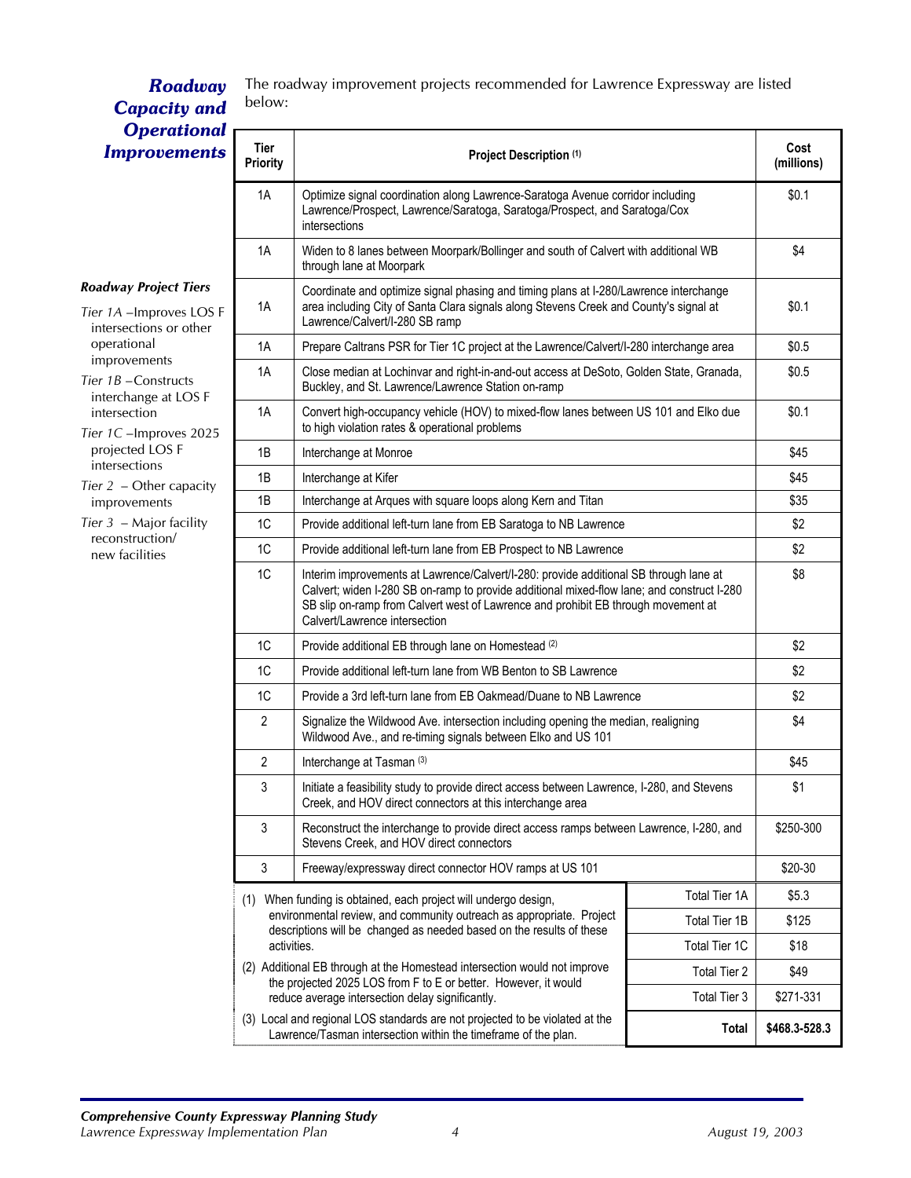## Roadway Capacity and Operational Improvements

The roadway improvement projects recommended for Lawrence Expressway are listed below:

**Roadway Project Tiers**

*Tier 1A* –Improves LOS F intersections or other operational improvements

*Tier 1B* –Constructs interchange at LOS F intersection

*Tier 1C* –Improves 2025 projected LOS F intersections

*Tier 2* – Other capacity improvements

*Tier 3* – Major facility reconstruction/ new facilities

| Tier Priority | Project Description [1] | Cost (millions) |
|---|---|---|
| 1A | Optimize signal coordination along Lawrence-Saratoga Avenue corridor including Lawrence/Prospect, Lawrence/Saratoga, Saratoga/Prospect, and Saratoga/Cox intersections | $0.1 |
| 1A | Widen to 8 lanes between Moorpark/Bollinger and south of Calvert with additional WB through lane at Moorpark | $4 |
| 1A | Coordinate and optimize signal phasing and timing plans at I-280/Lawrence interchange area including City of Santa Clara signals along Stevens Creek and County's signal at Lawrence/Calvert/I-280 SB ramp | $0.1 |
| 1A | Prepare Caltrans PSR for Tier 1C project at the Lawrence/Calvert/I-280 interchange area | $0.5 |
| 1A | Close median at Lochinvar and right-in-and-out access at DeSoto, Golden State, Granada, Buckley, and St. Lawrence/Lawrence Station on-ramp | $0.5 |
| 1A | Convert high-occupancy vehicle (HOV) to mixed-flow lanes between US 101 and Elko due to high violation rates & operational problems | $0.1 |
| 1B | Interchange at Monroe | $45 |
| 1B | Interchange at Kifer | $45 |
| 1B | Interchange at Arques with square loops along Kern and Titan | $35 |
| 1C | Provide additional left-turn lane from EB Saratoga to NB Lawrence | $2 |
| 1C | Provide additional left-turn lane from EB Prospect to NB Lawrence | $2 |
| 1C | Interim improvements at Lawrence/Calvert/I-280: provide additional SB through lane at Calvert; widen I-280 SB on-ramp to provide additional mixed-flow lane; and construct I-280 SB slip on-ramp from Calvert west of Lawrence and prohibit EB through movement at Calvert/Lawrence intersection | $8 |
| 1C | Provide additional EB through lane on Homestead [2] | $2 |
| 1C | Provide additional left-turn lane from WB Benton to SB Lawrence | $2 |
| 1C | Provide a 3rd left-turn lane from EB Oakmead/Duane to NB Lawrence | $2 |
| 2 | Signalize the Wildwood Ave. intersection including opening the median, realigning Wildwood Ave., and re-timing signals between Elko and US 101 | $4 |
| 2 | Interchange at Tasman [3] | $45 |
| 3 | Initiate a feasibility study to provide direct access between Lawrence, I-280, and Stevens Creek, and HOV direct connectors at this interchange area | $1 |
| 3 | Reconstruct the interchange to provide direct access ramps between Lawrence, I-280, and Stevens Creek, and HOV direct connectors | $250-300 |
| 3 | Freeway/expressway direct connector HOV ramps at US 101 | $20-30 |
| | Total Tier 1A | $5.3 |
| | Total Tier 1B | $125 |
| | Total Tier 1C | $18 |
| | Total Tier 2 | $49 |
| | Total Tier 3 | $271-331 |
| | **Total** | **$468.3-528.3** |

(1) When funding is obtained, each project will undergo design, environmental review, and community outreach as appropriate. Project descriptions will be changed as needed based on the results of these activities.

(2) Additional EB through at the Homestead intersection would not improve the projected 2025 LOS from F to E or better. However, it would reduce average intersection delay significantly.

(3) Local and regional LOS standards are not projected to be violated at the Lawrence/Tasman intersection within the timeframe of the plan.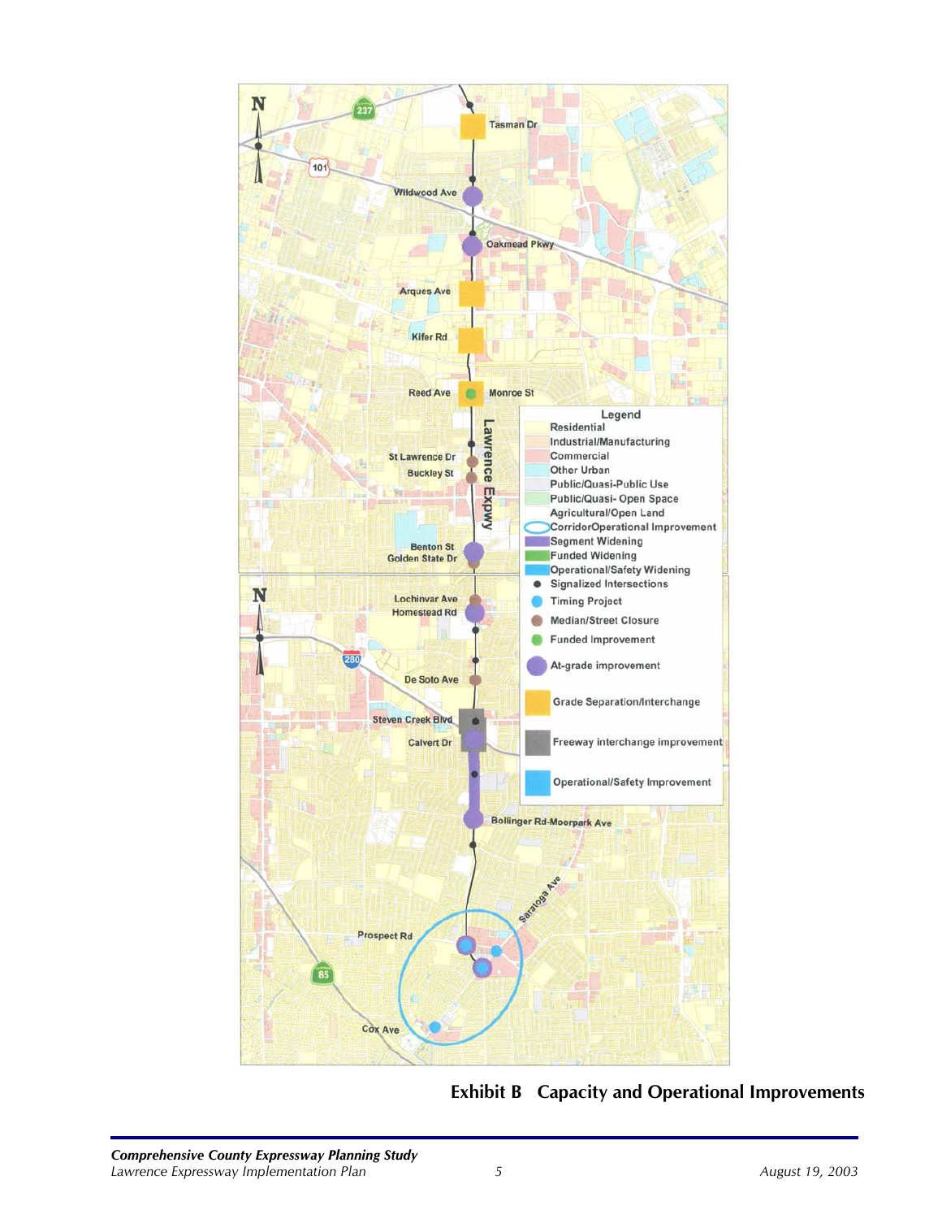N

237

101

Tasman Dr

Wildwood Ave

Oakmead Pkwy

Arques Ave

Kifer Rd

Reed Ave

Monroe St

Lawrence Expwy

St Lawrence Dr

Buckley St

Benton St

Golden State Dr

Legend

Residential

Industrial/Manufacturing

Commercial

Other Urban

Public/Quasi-Public Use

Public/Quasi- Open Space

Agricultural/Open Land

CorridorOperational Improvement

Segment Widening

Funded Widening

Operational/Safety Widening

Signalized Intersections

Timing Project

Median/Street Closure

Funded Improvement

At-grade improvement

Grade Separation/Interchange

Freeway interchange improvement

Operational/Safety Improvement

N

Lochinvar Ave

Homestead Rd

280

De Soto Ave

Steven Creek Blvd

Calvert Dr

Bollinger Rd-Moorpark Ave

Saratoga Ave

Prospect Rd

85

Cox Ave

**Exhibit B Capacity and Operational Improvements**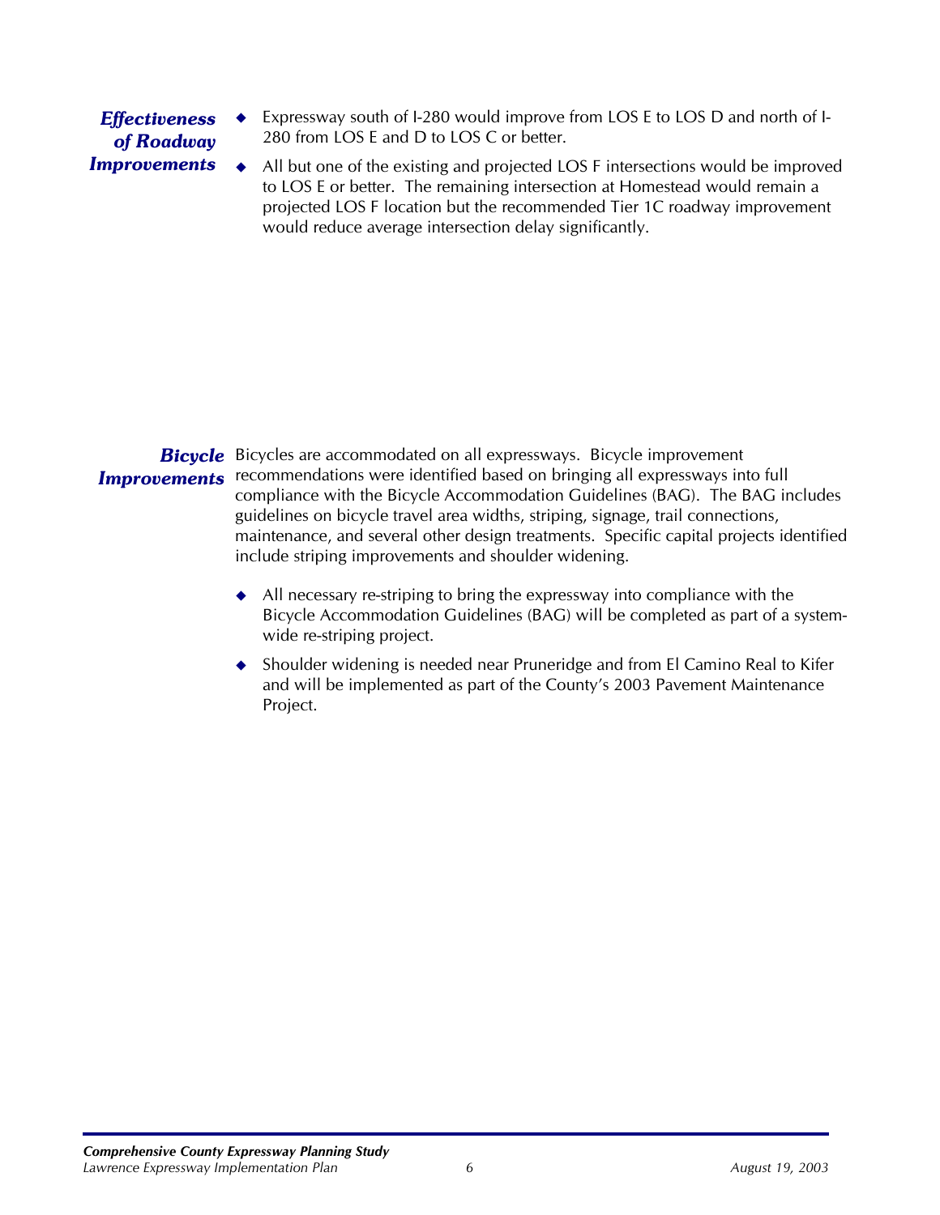### *Effectiveness of Roadway Improvements*

- Expressway south of I-280 would improve from LOS E to LOS D and north of I-280 from LOS E and D to LOS C or better.
- All but one of the existing and projected LOS F intersections would be improved to LOS E or better. The remaining intersection at Homestead would remain a projected LOS F location but the recommended Tier 1C roadway improvement would reduce average intersection delay significantly.

### *Bicycle Improvements*

Bicycles are accommodated on all expressways. Bicycle improvement recommendations were identified based on bringing all expressways into full compliance with the Bicycle Accommodation Guidelines (BAG). The BAG includes guidelines on bicycle travel area widths, striping, signage, trail connections, maintenance, and several other design treatments. Specific capital projects identified include striping improvements and shoulder widening.

- All necessary re-striping to bring the expressway into compliance with the Bicycle Accommodation Guidelines (BAG) will be completed as part of a system-wide re-striping project.
- Shoulder widening is needed near Pruneridge and from El Camino Real to Kifer and will be implemented as part of the County's 2003 Pavement Maintenance Project.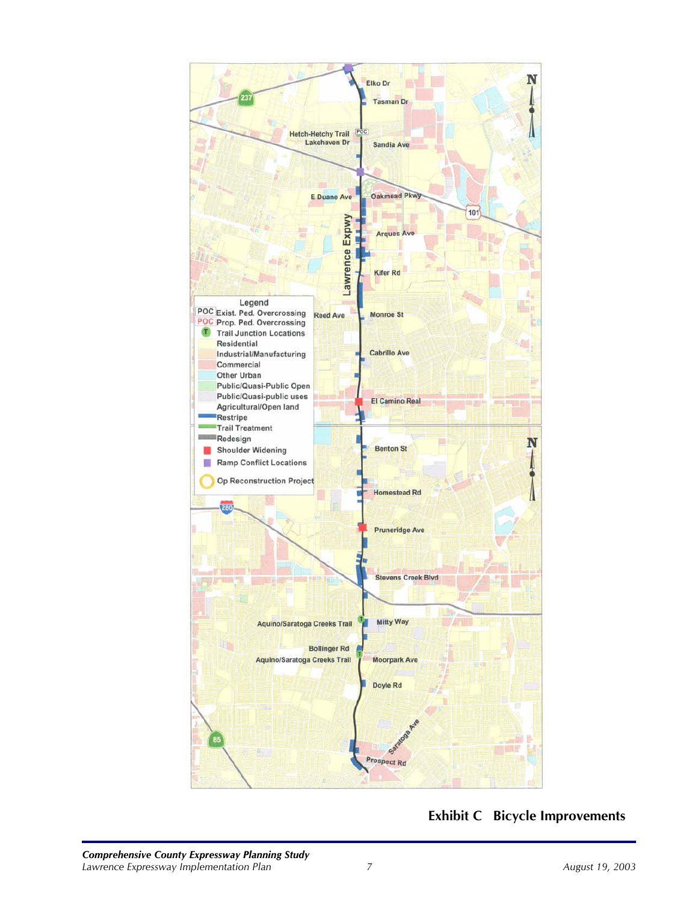N

Elko Dr

Tasman Dr

237

Hetch-Hetchy Trail POC

Lakehaven Dr

Sandia Ave

E Duane Ave

Oakmead Pkwy

101

Lawrence Expwy

Arques Ave

Kifer Rd

Legend

POC Exist. Ped. Overcrossing

POC Prop. Ped. Overcrossing

T Trail Junction Locations

Residential

Industrial/Manufacturing

Commercial

Other Urban

Public/Quasi-Public Open

Public/Quasi-public uses

Agricultural/Open land

Restripe

Trail Treatment

Redesign

Shoulder Widening

Ramp Conflict Locations

Op Reconstruction Project

Reed Ave

Monroe St

Cabrillo Ave

El Camino Real

N

Benton St

Homestead Rd

280

Pruneridge Ave

Stevens Creek Blvd

Aquino/Saratoga Creeks Trail

Mitty Way

Bollinger Rd

Aquino/Saratoga Creeks Trail

Moorpark Ave

Doyle Rd

85

Saratoga Ave

Prospect Rd

**Exhibit C Bicycle Improvements**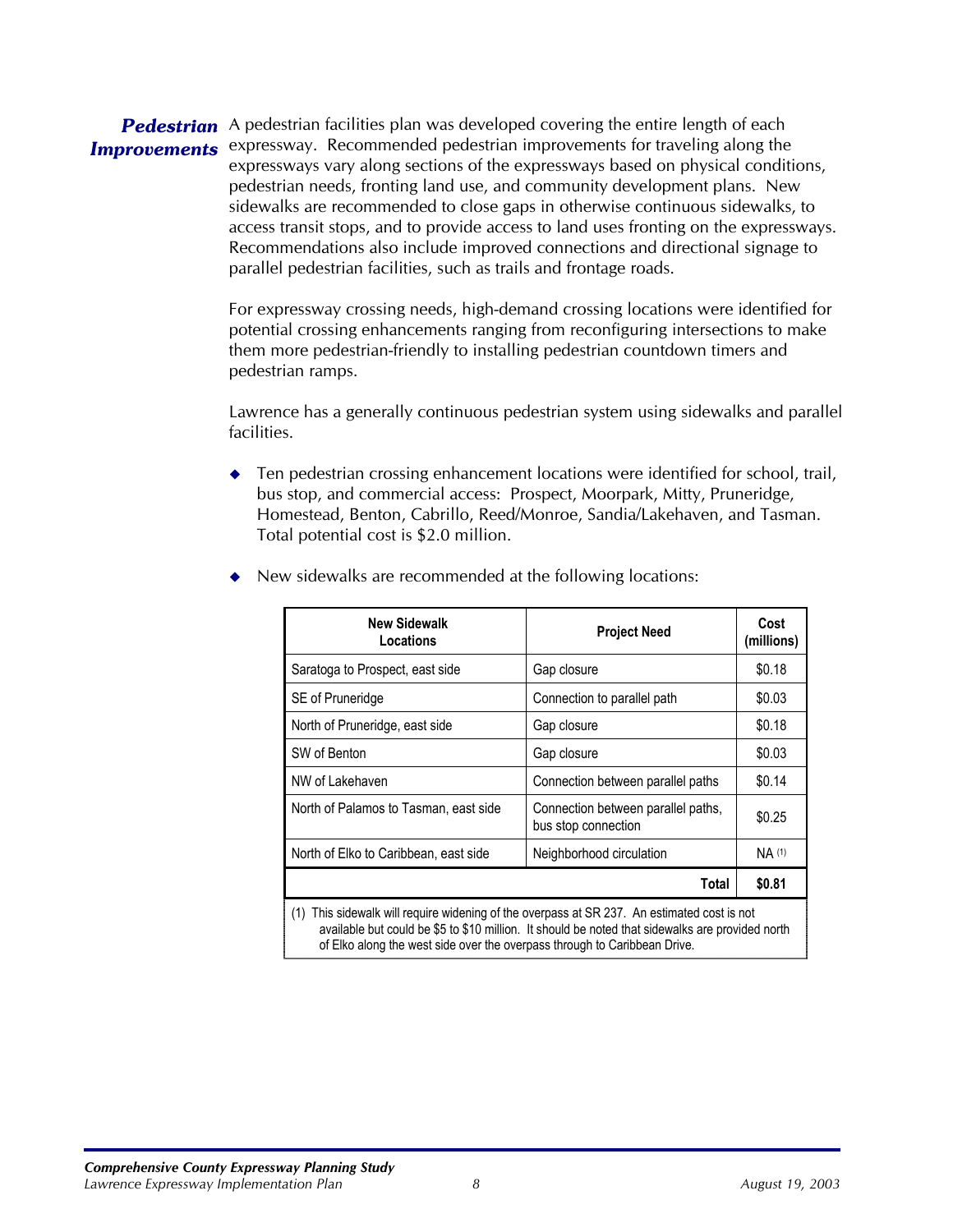## Pedestrian Improvements

A pedestrian facilities plan was developed covering the entire length of each expressway. Recommended pedestrian improvements for traveling along the expressways vary along sections of the expressways based on physical conditions, pedestrian needs, fronting land use, and community development plans. New sidewalks are recommended to close gaps in otherwise continuous sidewalks, to access transit stops, and to provide access to land uses fronting on the expressways. Recommendations also include improved connections and directional signage to parallel pedestrian facilities, such as trails and frontage roads.

For expressway crossing needs, high-demand crossing locations were identified for potential crossing enhancements ranging from reconfiguring intersections to make them more pedestrian-friendly to installing pedestrian countdown timers and pedestrian ramps.

Lawrence has a generally continuous pedestrian system using sidewalks and parallel facilities.

- Ten pedestrian crossing enhancement locations were identified for school, trail, bus stop, and commercial access: Prospect, Moorpark, Mitty, Pruneridge, Homestead, Benton, Cabrillo, Reed/Monroe, Sandia/Lakehaven, and Tasman. Total potential cost is $2.0 million.

- New sidewalks are recommended at the following locations:

| New Sidewalk Locations | Project Need | Cost (millions) |
|---|---|---|
| Saratoga to Prospect, east side | Gap closure | $0.18 |
| SE of Pruneridge | Connection to parallel path | $0.03 |
| North of Pruneridge, east side | Gap closure | $0.18 |
| SW of Benton | Gap closure | $0.03 |
| NW of Lakehaven | Connection between parallel paths | $0.14 |
| North of Palamos to Tasman, east side | Connection between parallel paths, bus stop connection | $0.25 |
| North of Elko to Caribbean, east side | Neighborhood circulation | NA (1) |
| | **Total** | **$0.81** |

(1) This sidewalk will require widening of the overpass at SR 237. An estimated cost is not available but could be $5 to $10 million. It should be noted that sidewalks are provided north of Elko along the west side over the overpass through to Caribbean Drive.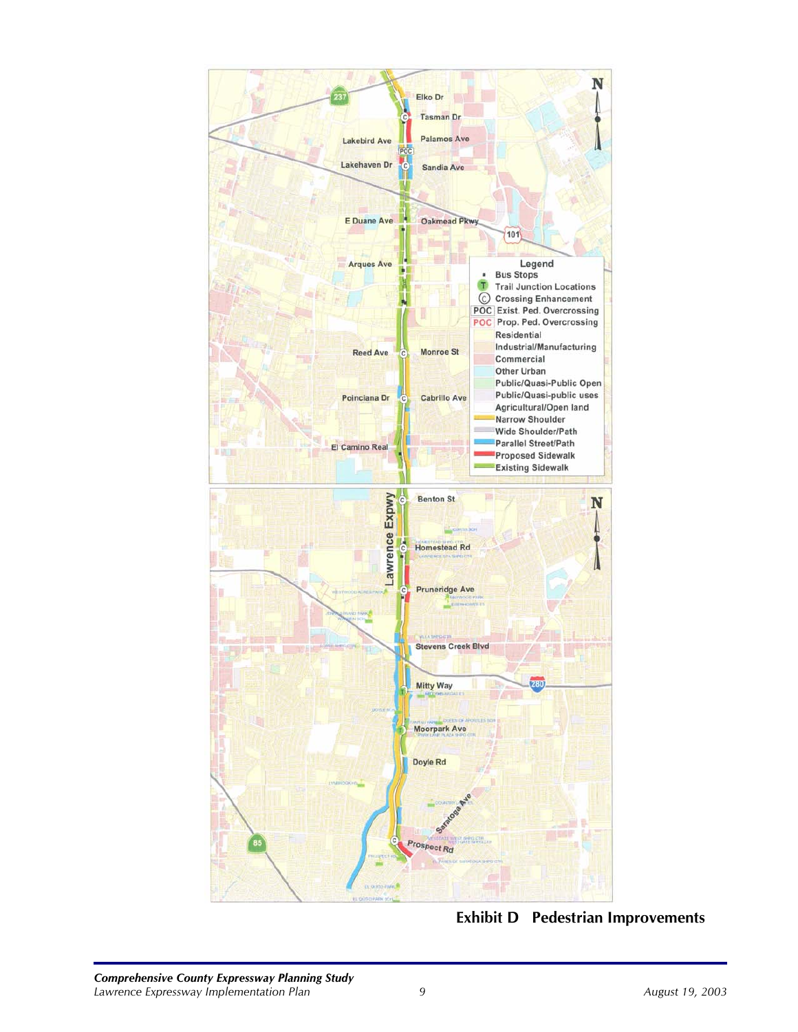N

237

Elko Dr

Tasman Dr

Palamos Ave

Lakebird Ave

POC

Lakehaven Dr

Sandia Ave

E Duane Ave

Oakmead Pkwy

101

Arques Ave

Legend

Bus Stops

Trail Junction Locations

Crossing Enhancement

POC Exist. Ped. Overcrossing

POC Prop. Ped. Overcrossing

Residential

Industrial/Manufacturing

Commercial

Other Urban

Public/Quasi-Public Open

Public/Quasi-public uses

Agricultural/Open land

Narrow Shoulder

Wide Shoulder/Path

Parallel Street/Path

Proposed Sidewalk

Existing Sidewalk

Reed Ave

Monroe St

Poinciana Dr

Cabrillo Ave

El Camino Real

Benton St

N

Lawrence Expwy

Homestead Rd

Pruneridge Ave

Stevens Creek Blvd

Mitty Way

280

Moorpark Ave

Doyle Rd

Saratoga Ave

85

Prospect Rd

**Exhibit D Pedestrian Improvements**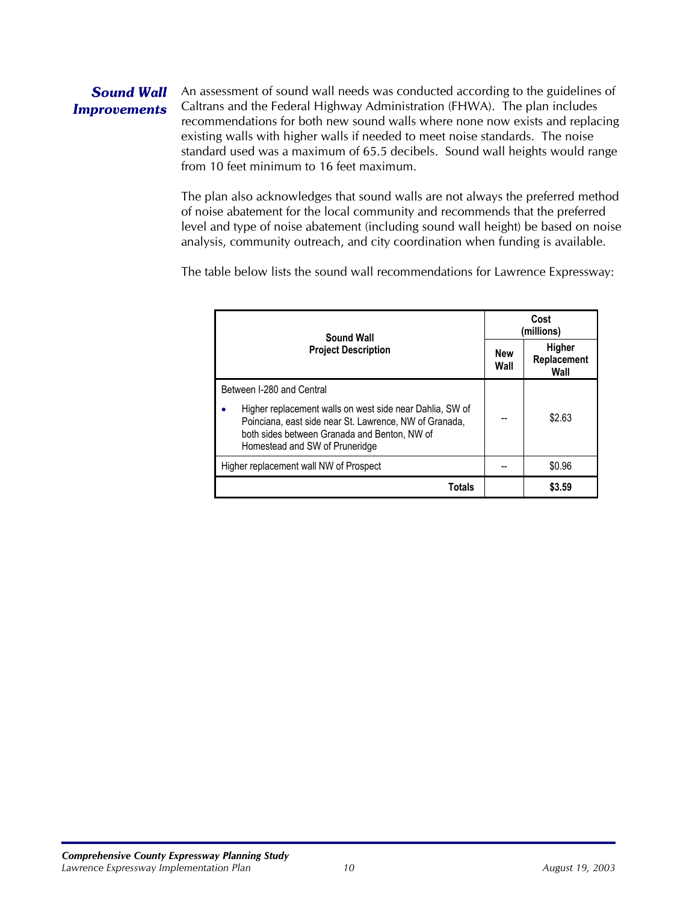## *Sound Wall Improvements*

An assessment of sound wall needs was conducted according to the guidelines of Caltrans and the Federal Highway Administration (FHWA). The plan includes recommendations for both new sound walls where none now exists and replacing existing walls with higher walls if needed to meet noise standards. The noise standard used was a maximum of 65.5 decibels. Sound wall heights would range from 10 feet minimum to 16 feet maximum.

The plan also acknowledges that sound walls are not always the preferred method of noise abatement for the local community and recommends that the preferred level and type of noise abatement (including sound wall height) be based on noise analysis, community outreach, and city coordination when funding is available.

The table below lists the sound wall recommendations for Lawrence Expressway:

| Sound Wall Project Description | Cost (millions) | |
|---|---|---|
| | New Wall | Higher Replacement Wall |
| Between I-280 and Central<br>• Higher replacement walls on west side near Dahlia, SW of Poinciana, east side near St. Lawrence, NW of Granada, both sides between Granada and Benton, NW of Homestead and SW of Pruneridge | -- | $2.63 |
| Higher replacement wall NW of Prospect | -- | $0.96 |
| **Totals** | | **$3.59** |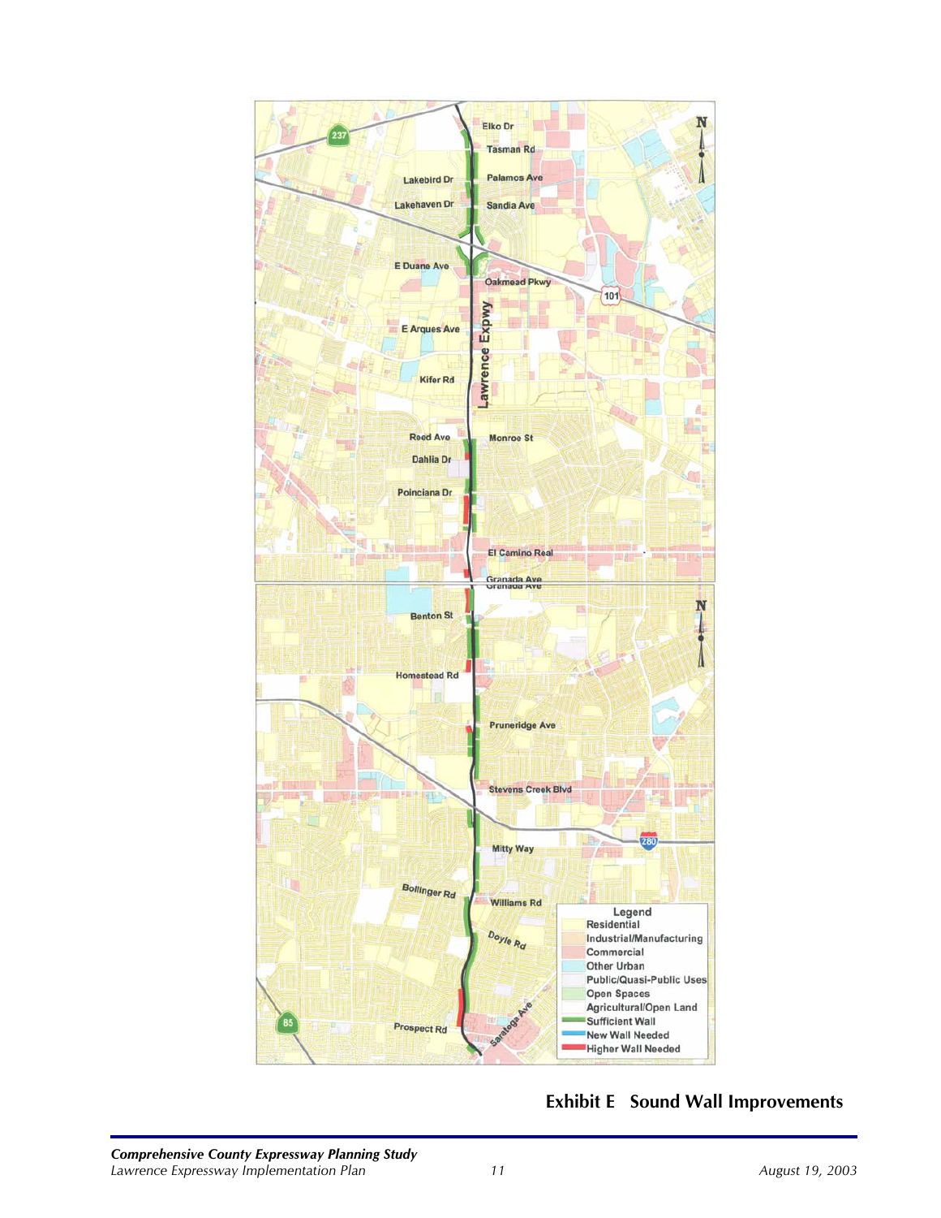N

237

Elko Dr

Tasman Rd

Lakebird Dr

Palamos Ave

Lakehaven Dr

Sandia Ave

E Duane Ave

Oakmead Pkwy

101

E Arques Ave

Lawrence Expwy

Kifer Rd

Reed Ave

Monroe St

Dahlia Dr

Poinciana Dr

El Camino Real

Granada Ave

N

Benton St

Homestead Rd

Pruneridge Ave

Stevens Creek Blvd

280

Mitty Way

Bollinger Rd

Williams Rd

Doyle Rd

85

Prospect Rd

Saratoga Ave

Legend

Residential

Industrial/Manufacturing

Commercial

Other Urban

Public/Quasi-Public Uses

Open Spaces

Agricultural/Open Land

Sufficient Wall

New Wall Needed

Higher Wall Needed

**Exhibit E Sound Wall Improvements**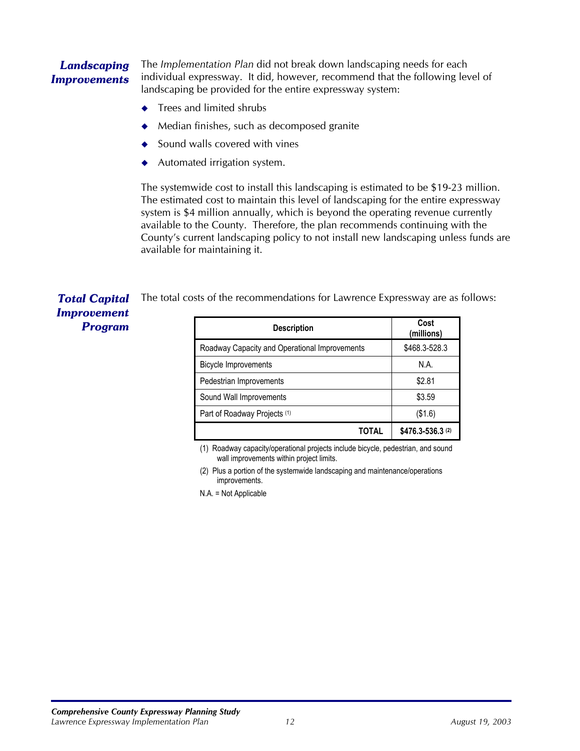## Landscaping Improvements

The *Implementation Plan* did not break down landscaping needs for each individual expressway. It did, however, recommend that the following level of landscaping be provided for the entire expressway system:

- Trees and limited shrubs
- Median finishes, such as decomposed granite
- Sound walls covered with vines
- Automated irrigation system.

The systemwide cost to install this landscaping is estimated to be $19-23 million. The estimated cost to maintain this level of landscaping for the entire expressway system is $4 million annually, which is beyond the operating revenue currently available to the County. Therefore, the plan recommends continuing with the County's current landscaping policy to not install new landscaping unless funds are available for maintaining it.

## Total Capital Improvement Program

The total costs of the recommendations for Lawrence Expressway are as follows:

| Description | Cost (millions) |
|---|---|
| Roadway Capacity and Operational Improvements | $468.3-528.3 |
| Bicycle Improvements | N.A. |
| Pedestrian Improvements | $2.81 |
| Sound Wall Improvements | $3.59 |
| Part of Roadway Projects (1) | ($1.6) |
| **TOTAL** | **$476.3-536.3 (2)** |

(1) Roadway capacity/operational projects include bicycle, pedestrian, and sound wall improvements within project limits.

(2) Plus a portion of the systemwide landscaping and maintenance/operations improvements.

N.A. = Not Applicable